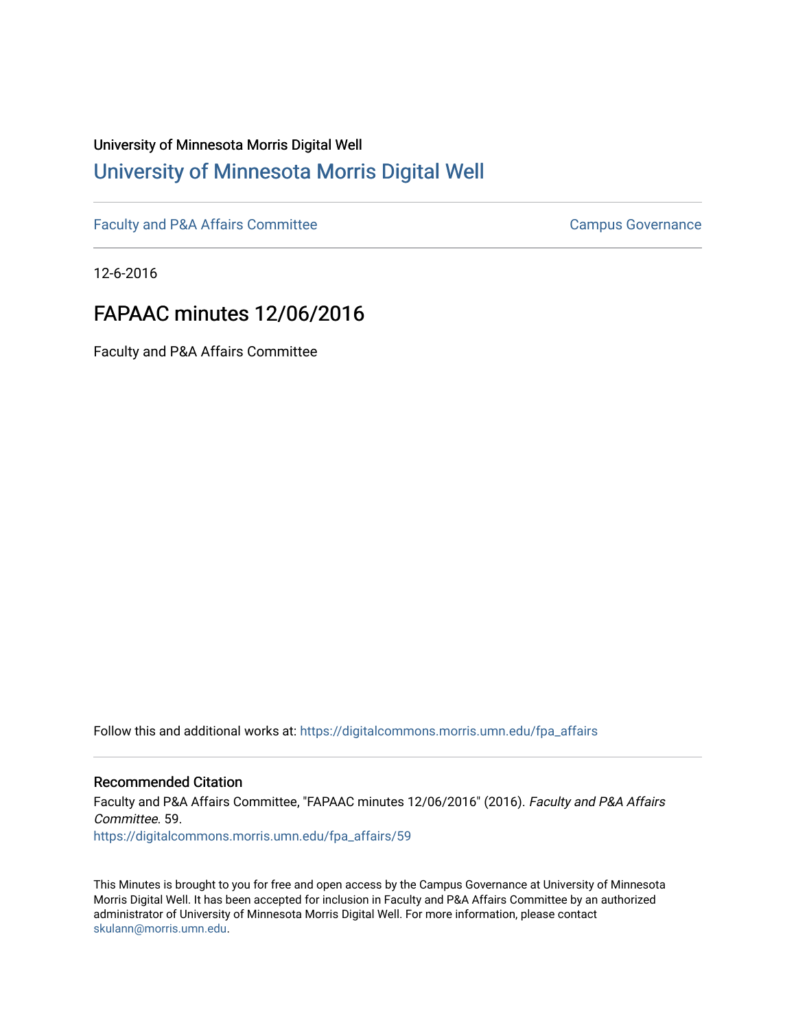University of Minnesota Morris Digital Well

# University of Minnesota Morris Digital Well

Faculty and P&A Affairs Committee | Campus Governance

12-6-2016

## FAPAAC minutes 12/06/2016

Faculty and P&A Affairs Committee

Follow this and additional works at: https://digitalcommons.morris.umn.edu/fpa_affairs

### Recommended Citation

Faculty and P&A Affairs Committee, "FAPAAC minutes 12/06/2016" (2016). *Faculty and P&A Affairs Committee*. 59.
https://digitalcommons.morris.umn.edu/fpa_affairs/59

This Minutes is brought to you for free and open access by the Campus Governance at University of Minnesota Morris Digital Well. It has been accepted for inclusion in Faculty and P&A Affairs Committee by an authorized administrator of University of Minnesota Morris Digital Well. For more information, please contact skulann@morris.umn.edu.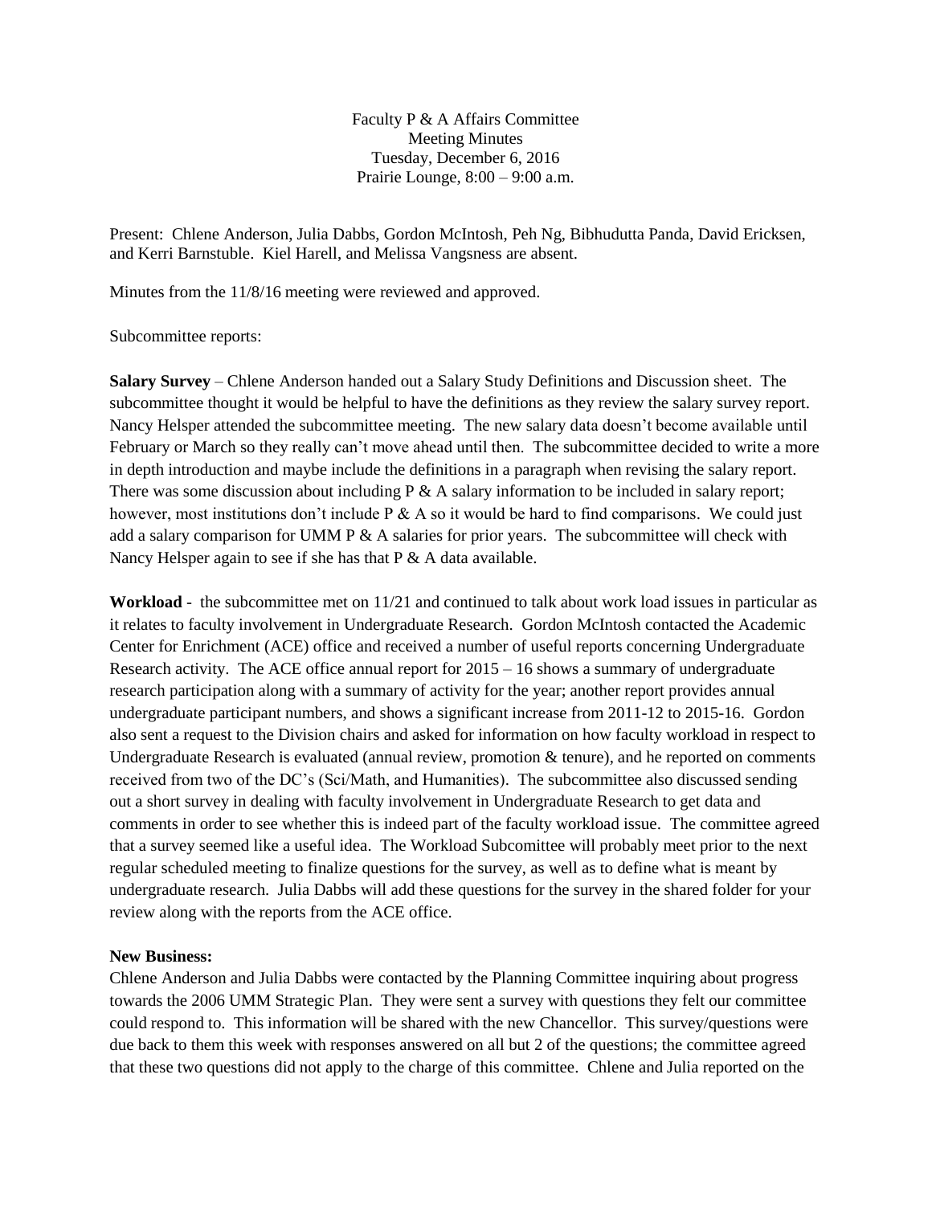Faculty P & A Affairs Committee
Meeting Minutes
Tuesday, December 6, 2016
Prairie Lounge, 8:00 – 9:00 a.m.

Present: Chlene Anderson, Julia Dabbs, Gordon McIntosh, Peh Ng, Bibhudutta Panda, David Ericksen, and Kerri Barnstuble. Kiel Harell, and Melissa Vangsness are absent.

Minutes from the 11/8/16 meeting were reviewed and approved.

Subcommittee reports:

**Salary Survey** – Chlene Anderson handed out a Salary Study Definitions and Discussion sheet. The subcommittee thought it would be helpful to have the definitions as they review the salary survey report. Nancy Helsper attended the subcommittee meeting. The new salary data doesn't become available until February or March so they really can't move ahead until then. The subcommittee decided to write a more in depth introduction and maybe include the definitions in a paragraph when revising the salary report. There was some discussion about including P & A salary information to be included in salary report; however, most institutions don't include P & A so it would be hard to find comparisons. We could just add a salary comparison for UMM P & A salaries for prior years. The subcommittee will check with Nancy Helsper again to see if she has that P & A data available.

**Workload** - the subcommittee met on 11/21 and continued to talk about work load issues in particular as it relates to faculty involvement in Undergraduate Research. Gordon McIntosh contacted the Academic Center for Enrichment (ACE) office and received a number of useful reports concerning Undergraduate Research activity. The ACE office annual report for 2015 – 16 shows a summary of undergraduate research participation along with a summary of activity for the year; another report provides annual undergraduate participant numbers, and shows a significant increase from 2011-12 to 2015-16. Gordon also sent a request to the Division chairs and asked for information on how faculty workload in respect to Undergraduate Research is evaluated (annual review, promotion & tenure), and he reported on comments received from two of the DC's (Sci/Math, and Humanities). The subcommittee also discussed sending out a short survey in dealing with faculty involvement in Undergraduate Research to get data and comments in order to see whether this is indeed part of the faculty workload issue. The committee agreed that a survey seemed like a useful idea. The Workload Subcomittee will probably meet prior to the next regular scheduled meeting to finalize questions for the survey, as well as to define what is meant by undergraduate research. Julia Dabbs will add these questions for the survey in the shared folder for your review along with the reports from the ACE office.

**New Business:**

Chlene Anderson and Julia Dabbs were contacted by the Planning Committee inquiring about progress towards the 2006 UMM Strategic Plan. They were sent a survey with questions they felt our committee could respond to. This information will be shared with the new Chancellor. This survey/questions were due back to them this week with responses answered on all but 2 of the questions; the committee agreed that these two questions did not apply to the charge of this committee. Chlene and Julia reported on the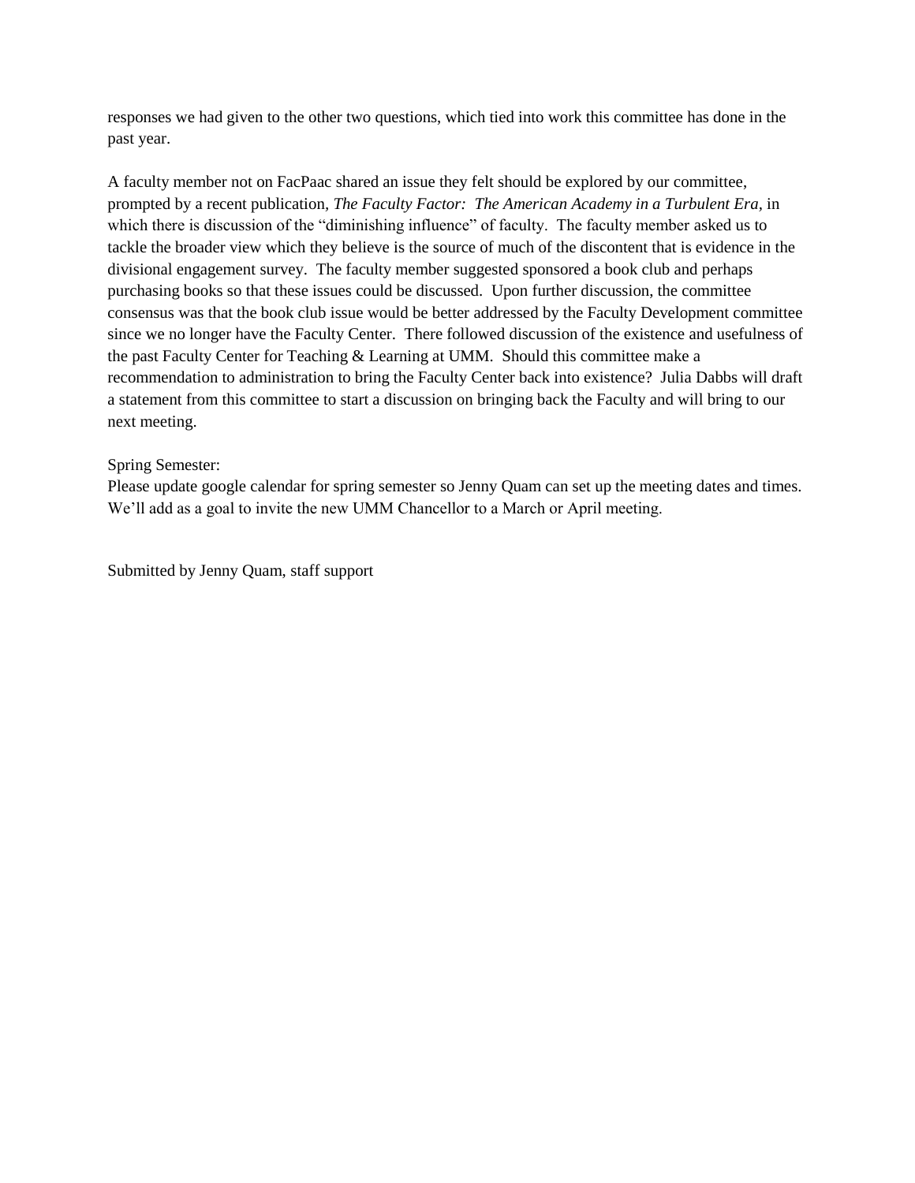responses we had given to the other two questions, which tied into work this committee has done in the past year.

A faculty member not on FacPaac shared an issue they felt should be explored by our committee, prompted by a recent publication, *The Faculty Factor: The American Academy in a Turbulent Era*, in which there is discussion of the "diminishing influence" of faculty. The faculty member asked us to tackle the broader view which they believe is the source of much of the discontent that is evidence in the divisional engagement survey. The faculty member suggested sponsored a book club and perhaps purchasing books so that these issues could be discussed. Upon further discussion, the committee consensus was that the book club issue would be better addressed by the Faculty Development committee since we no longer have the Faculty Center. There followed discussion of the existence and usefulness of the past Faculty Center for Teaching & Learning at UMM. Should this committee make a recommendation to administration to bring the Faculty Center back into existence? Julia Dabbs will draft a statement from this committee to start a discussion on bringing back the Faculty and will bring to our next meeting.

Spring Semester:
Please update google calendar for spring semester so Jenny Quam can set up the meeting dates and times. We'll add as a goal to invite the new UMM Chancellor to a March or April meeting.

Submitted by Jenny Quam, staff support